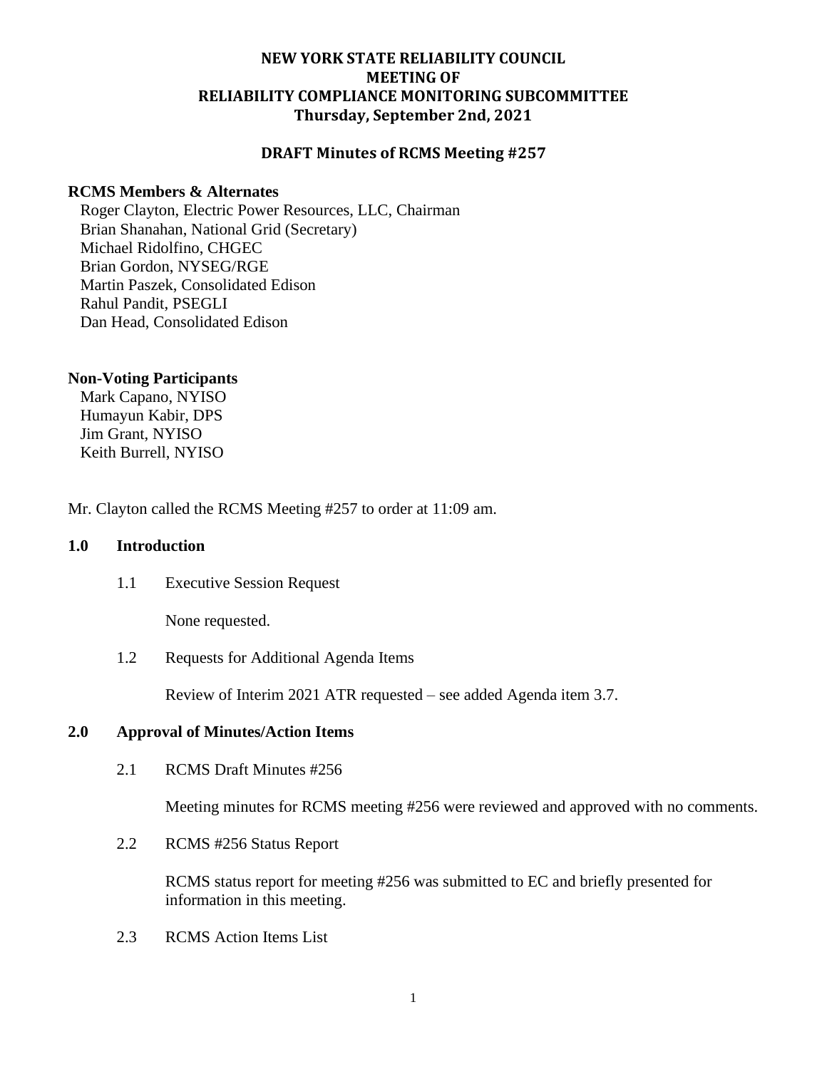# NEW YORK STATE RELIABILITY COUNCIL
# MEETING OF
# RELIABILITY COMPLIANCE MONITORING SUBCOMMITTEE
# Thursday, September 2nd, 2021

## DRAFT Minutes of RCMS Meeting #257

**RCMS Members & Alternates**

Roger Clayton, Electric Power Resources, LLC, Chairman
Brian Shanahan, National Grid (Secretary)
Michael Ridolfino, CHGEC
Brian Gordon, NYSEG/RGE
Martin Paszek, Consolidated Edison
Rahul Pandit, PSEGLI
Dan Head, Consolidated Edison

**Non-Voting Participants**

Mark Capano, NYISO
Humayun Kabir, DPS
Jim Grant, NYISO
Keith Burrell, NYISO

Mr. Clayton called the RCMS Meeting #257 to order at 11:09 am.

**1.0 Introduction**

1.1 Executive Session Request

None requested.

1.2 Requests for Additional Agenda Items

Review of Interim 2021 ATR requested – see added Agenda item 3.7.

**2.0 Approval of Minutes/Action Items**

2.1 RCMS Draft Minutes #256

Meeting minutes for RCMS meeting #256 were reviewed and approved with no comments.

2.2 RCMS #256 Status Report

RCMS status report for meeting #256 was submitted to EC and briefly presented for information in this meeting.

2.3 RCMS Action Items List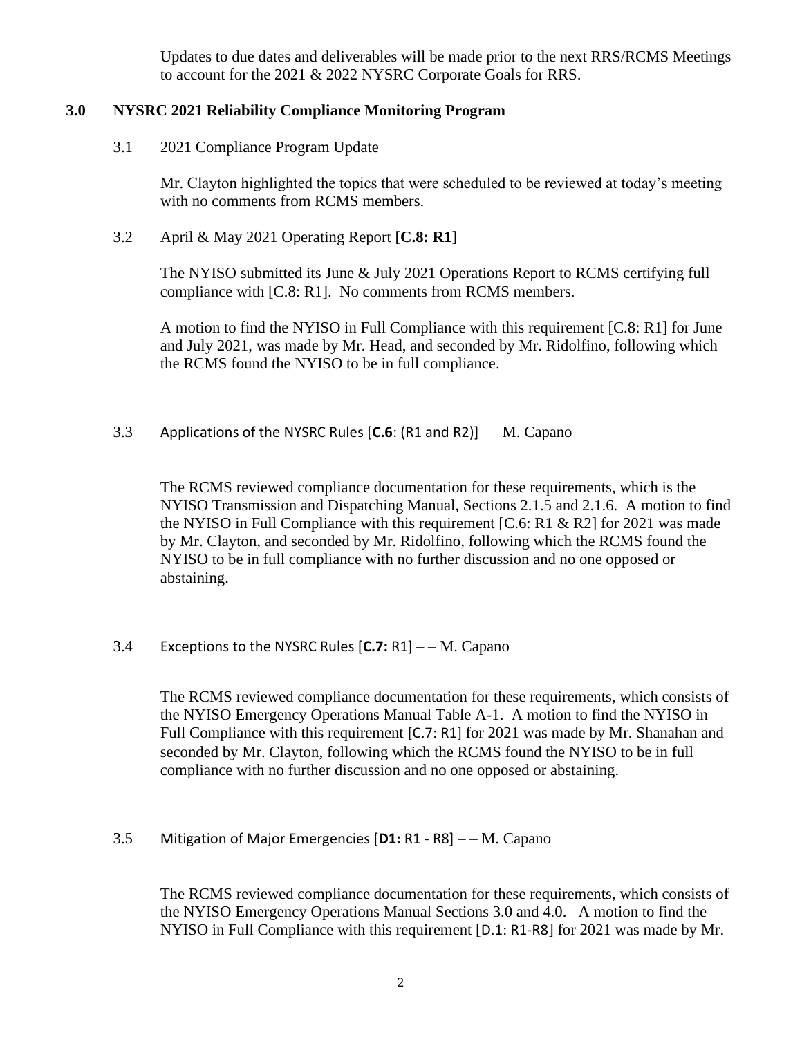Updates to due dates and deliverables will be made prior to the next RRS/RCMS Meetings to account for the 2021 & 2022 NYSRC Corporate Goals for RRS.

## 3.0 NYSRC 2021 Reliability Compliance Monitoring Program

### 3.1 2021 Compliance Program Update

Mr. Clayton highlighted the topics that were scheduled to be reviewed at today's meeting with no comments from RCMS members.

### 3.2 April & May 2021 Operating Report [**C.8: R1**]

The NYISO submitted its June & July 2021 Operations Report to RCMS certifying full compliance with [C.8: R1]. No comments from RCMS members.

A motion to find the NYISO in Full Compliance with this requirement [C.8: R1] for June and July 2021, was made by Mr. Head, and seconded by Mr. Ridolfino, following which the RCMS found the NYISO to be in full compliance.

### 3.3 Applications of the NYSRC Rules [**C.6**: (R1 and R2)]– – M. Capano

The RCMS reviewed compliance documentation for these requirements, which is the NYISO Transmission and Dispatching Manual, Sections 2.1.5 and 2.1.6. A motion to find the NYISO in Full Compliance with this requirement [C.6: R1 & R2] for 2021 was made by Mr. Clayton, and seconded by Mr. Ridolfino, following which the RCMS found the NYISO to be in full compliance with no further discussion and no one opposed or abstaining.

### 3.4 Exceptions to the NYSRC Rules [**C.7:** R1] – – M. Capano

The RCMS reviewed compliance documentation for these requirements, which consists of the NYISO Emergency Operations Manual Table A-1. A motion to find the NYISO in Full Compliance with this requirement [C.7: R1] for 2021 was made by Mr. Shanahan and seconded by Mr. Clayton, following which the RCMS found the NYISO to be in full compliance with no further discussion and no one opposed or abstaining.

### 3.5 Mitigation of Major Emergencies [**D1:** R1 - R8] – – M. Capano

The RCMS reviewed compliance documentation for these requirements, which consists of the NYISO Emergency Operations Manual Sections 3.0 and 4.0. A motion to find the NYISO in Full Compliance with this requirement [D.1: R1-R8] for 2021 was made by Mr.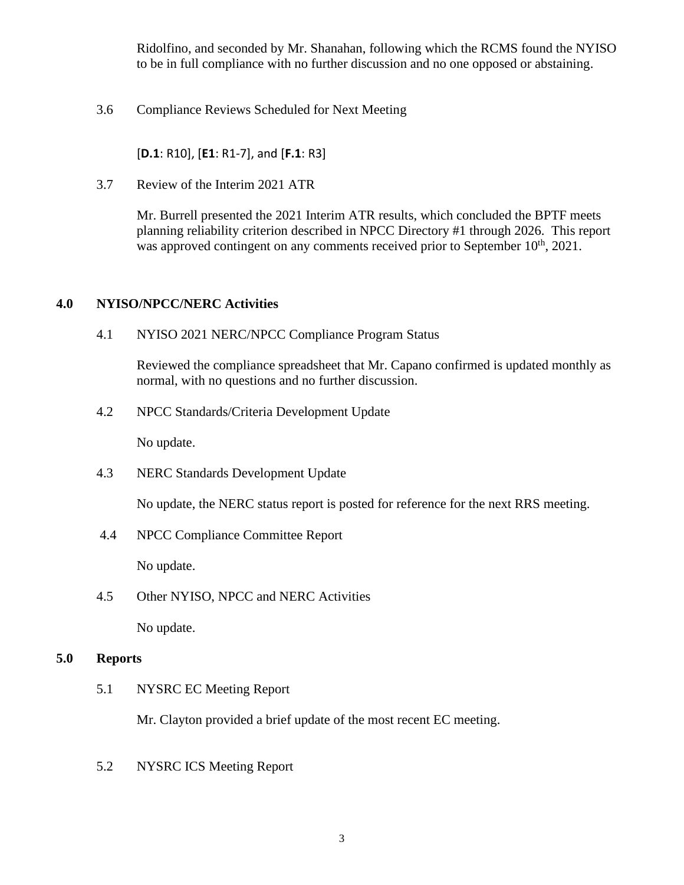Ridolfino, and seconded by Mr. Shanahan, following which the RCMS found the NYISO to be in full compliance with no further discussion and no one opposed or abstaining.

3.6 Compliance Reviews Scheduled for Next Meeting

[**D.1**: R10], [**E1**: R1-7], and [**F.1**: R3]

3.7 Review of the Interim 2021 ATR

Mr. Burrell presented the 2021 Interim ATR results, which concluded the BPTF meets planning reliability criterion described in NPCC Directory #1 through 2026. This report was approved contingent on any comments received prior to September 10th, 2021.

## 4.0 NYISO/NPCC/NERC Activities

4.1 NYISO 2021 NERC/NPCC Compliance Program Status

Reviewed the compliance spreadsheet that Mr. Capano confirmed is updated monthly as normal, with no questions and no further discussion.

4.2 NPCC Standards/Criteria Development Update

No update.

4.3 NERC Standards Development Update

No update, the NERC status report is posted for reference for the next RRS meeting.

4.4 NPCC Compliance Committee Report

No update.

4.5 Other NYISO, NPCC and NERC Activities

No update.

## 5.0 Reports

5.1 NYSRC EC Meeting Report

Mr. Clayton provided a brief update of the most recent EC meeting.

5.2 NYSRC ICS Meeting Report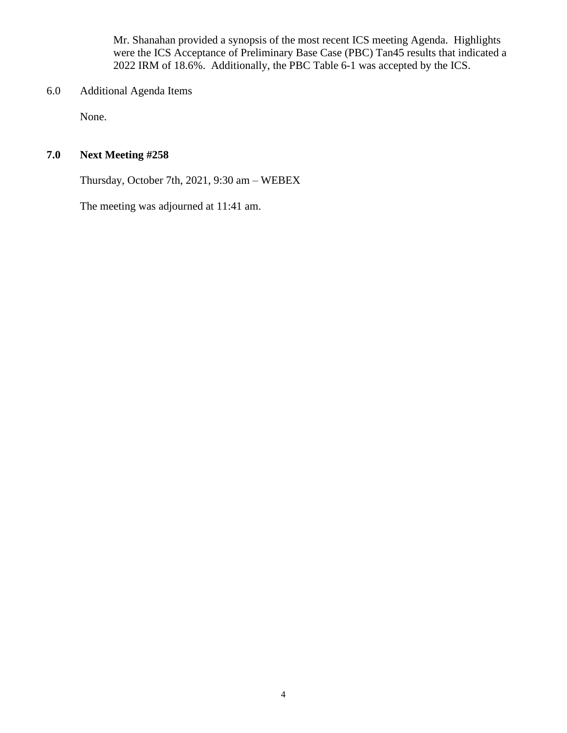Mr. Shanahan provided a synopsis of the most recent ICS meeting Agenda. Highlights were the ICS Acceptance of Preliminary Base Case (PBC) Tan45 results that indicated a 2022 IRM of 18.6%. Additionally, the PBC Table 6-1 was accepted by the ICS.

6.0 Additional Agenda Items

None.

**7.0 Next Meeting #258**

Thursday, October 7th, 2021, 9:30 am – WEBEX

The meeting was adjourned at 11:41 am.